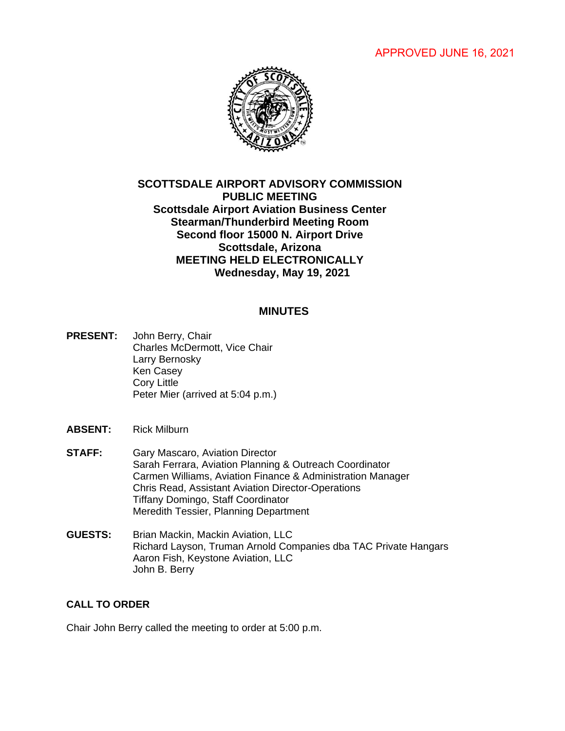APPROVED JUNE 16, 2021

**SCOTTSDALE AIRPORT ADVISORY COMMISSION**
**PUBLIC MEETING**
**Scottsdale Airport Aviation Business Center**
**Stearman/Thunderbird Meeting Room**
**Second floor 15000 N. Airport Drive**
**Scottsdale, Arizona**
**MEETING HELD ELECTRONICALLY**
**Wednesday, May 19, 2021**

## MINUTES

**PRESENT:** John Berry, Chair
Charles McDermott, Vice Chair
Larry Bernosky
Ken Casey
Cory Little
Peter Mier (arrived at 5:04 p.m.)

**ABSENT:** Rick Milburn

**STAFF:** Gary Mascaro, Aviation Director
Sarah Ferrara, Aviation Planning & Outreach Coordinator
Carmen Williams, Aviation Finance & Administration Manager
Chris Read, Assistant Aviation Director-Operations
Tiffany Domingo, Staff Coordinator
Meredith Tessier, Planning Department

**GUESTS:** Brian Mackin, Mackin Aviation, LLC
Richard Layson, Truman Arnold Companies dba TAC Private Hangars
Aaron Fish, Keystone Aviation, LLC
John B. Berry

**CALL TO ORDER**

Chair John Berry called the meeting to order at 5:00 p.m.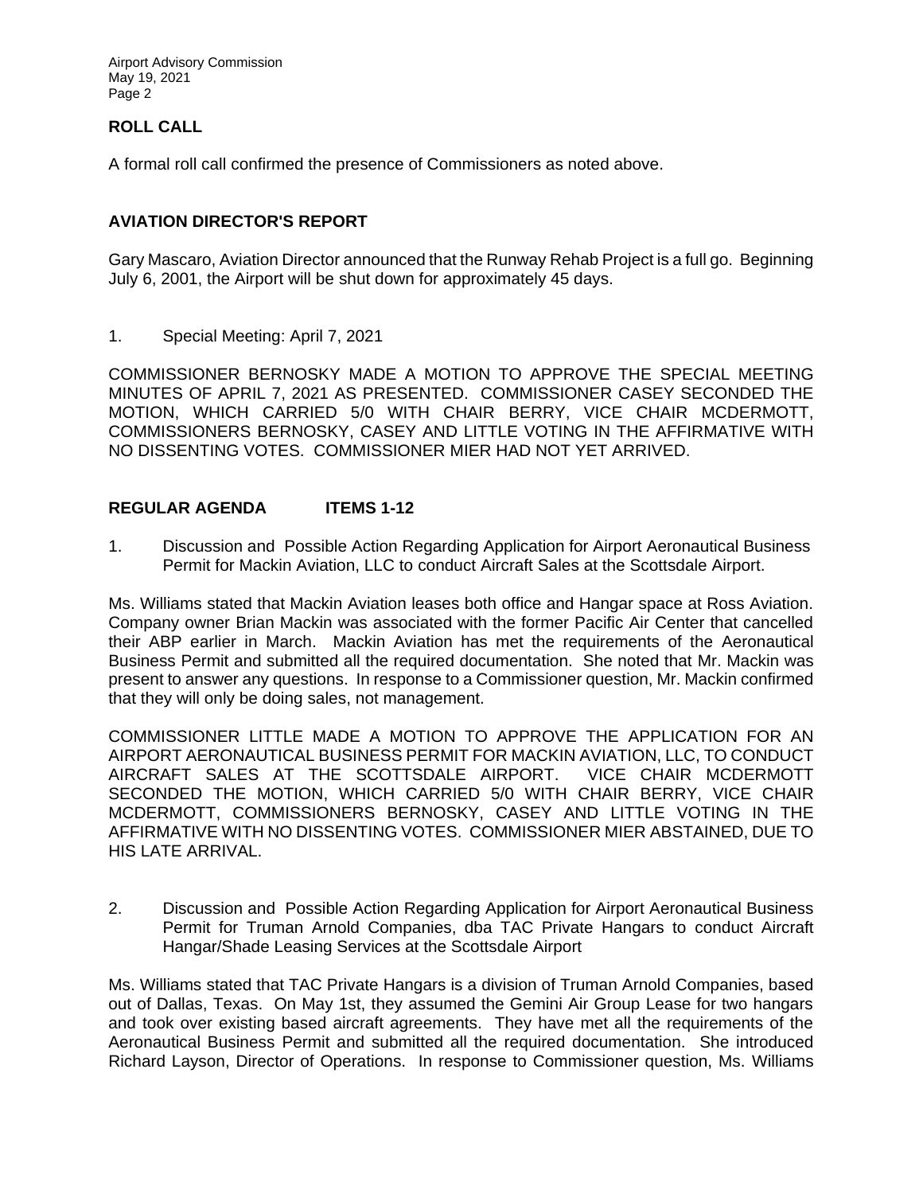## ROLL CALL

A formal roll call confirmed the presence of Commissioners as noted above.

## AVIATION DIRECTOR'S REPORT

Gary Mascaro, Aviation Director announced that the Runway Rehab Project is a full go. Beginning July 6, 2001, the Airport will be shut down for approximately 45 days.

1. Special Meeting: April 7, 2021

COMMISSIONER BERNOSKY MADE A MOTION TO APPROVE THE SPECIAL MEETING MINUTES OF APRIL 7, 2021 AS PRESENTED. COMMISSIONER CASEY SECONDED THE MOTION, WHICH CARRIED 5/0 WITH CHAIR BERRY, VICE CHAIR MCDERMOTT, COMMISSIONERS BERNOSKY, CASEY AND LITTLE VOTING IN THE AFFIRMATIVE WITH NO DISSENTING VOTES. COMMISSIONER MIER HAD NOT YET ARRIVED.

## REGULAR AGENDA ITEMS 1-12

1. Discussion and Possible Action Regarding Application for Airport Aeronautical Business Permit for Mackin Aviation, LLC to conduct Aircraft Sales at the Scottsdale Airport.

Ms. Williams stated that Mackin Aviation leases both office and Hangar space at Ross Aviation. Company owner Brian Mackin was associated with the former Pacific Air Center that cancelled their ABP earlier in March. Mackin Aviation has met the requirements of the Aeronautical Business Permit and submitted all the required documentation. She noted that Mr. Mackin was present to answer any questions. In response to a Commissioner question, Mr. Mackin confirmed that they will only be doing sales, not management.

COMMISSIONER LITTLE MADE A MOTION TO APPROVE THE APPLICATION FOR AN AIRPORT AERONAUTICAL BUSINESS PERMIT FOR MACKIN AVIATION, LLC, TO CONDUCT AIRCRAFT SALES AT THE SCOTTSDALE AIRPORT. VICE CHAIR MCDERMOTT SECONDED THE MOTION, WHICH CARRIED 5/0 WITH CHAIR BERRY, VICE CHAIR MCDERMOTT, COMMISSIONERS BERNOSKY, CASEY AND LITTLE VOTING IN THE AFFIRMATIVE WITH NO DISSENTING VOTES. COMMISSIONER MIER ABSTAINED, DUE TO HIS LATE ARRIVAL.

2. Discussion and Possible Action Regarding Application for Airport Aeronautical Business Permit for Truman Arnold Companies, dba TAC Private Hangars to conduct Aircraft Hangar/Shade Leasing Services at the Scottsdale Airport

Ms. Williams stated that TAC Private Hangars is a division of Truman Arnold Companies, based out of Dallas, Texas. On May 1st, they assumed the Gemini Air Group Lease for two hangars and took over existing based aircraft agreements. They have met all the requirements of the Aeronautical Business Permit and submitted all the required documentation. She introduced Richard Layson, Director of Operations. In response to Commissioner question, Ms. Williams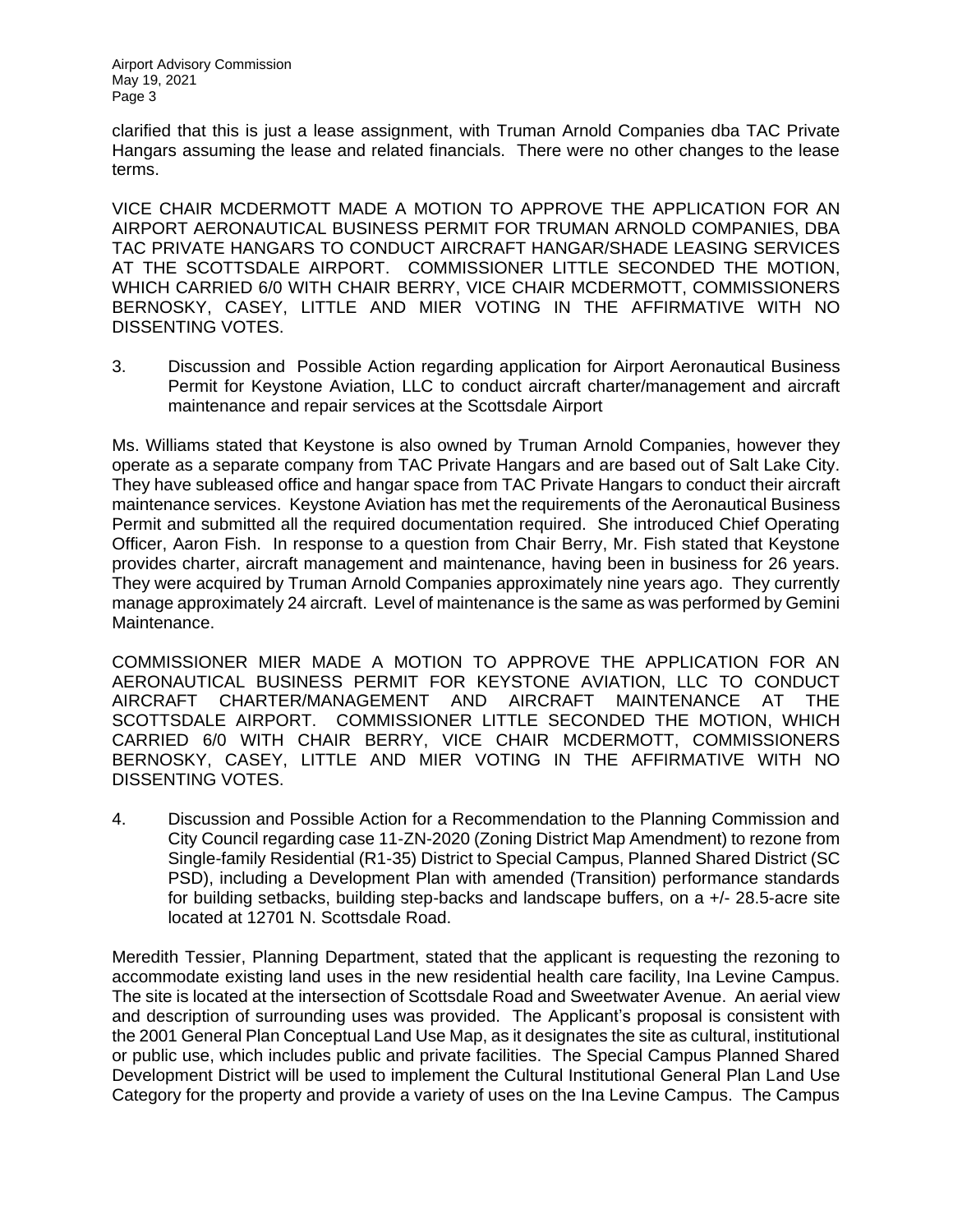clarified that this is just a lease assignment, with Truman Arnold Companies dba TAC Private Hangars assuming the lease and related financials. There were no other changes to the lease terms.

VICE CHAIR MCDERMOTT MADE A MOTION TO APPROVE THE APPLICATION FOR AN AIRPORT AERONAUTICAL BUSINESS PERMIT FOR TRUMAN ARNOLD COMPANIES, DBA TAC PRIVATE HANGARS TO CONDUCT AIRCRAFT HANGAR/SHADE LEASING SERVICES AT THE SCOTTSDALE AIRPORT. COMMISSIONER LITTLE SECONDED THE MOTION, WHICH CARRIED 6/0 WITH CHAIR BERRY, VICE CHAIR MCDERMOTT, COMMISSIONERS BERNOSKY, CASEY, LITTLE AND MIER VOTING IN THE AFFIRMATIVE WITH NO DISSENTING VOTES.

3. Discussion and Possible Action regarding application for Airport Aeronautical Business Permit for Keystone Aviation, LLC to conduct aircraft charter/management and aircraft maintenance and repair services at the Scottsdale Airport

Ms. Williams stated that Keystone is also owned by Truman Arnold Companies, however they operate as a separate company from TAC Private Hangars and are based out of Salt Lake City. They have subleased office and hangar space from TAC Private Hangars to conduct their aircraft maintenance services. Keystone Aviation has met the requirements of the Aeronautical Business Permit and submitted all the required documentation required. She introduced Chief Operating Officer, Aaron Fish. In response to a question from Chair Berry, Mr. Fish stated that Keystone provides charter, aircraft management and maintenance, having been in business for 26 years. They were acquired by Truman Arnold Companies approximately nine years ago. They currently manage approximately 24 aircraft. Level of maintenance is the same as was performed by Gemini Maintenance.

COMMISSIONER MIER MADE A MOTION TO APPROVE THE APPLICATION FOR AN AERONAUTICAL BUSINESS PERMIT FOR KEYSTONE AVIATION, LLC TO CONDUCT AIRCRAFT CHARTER/MANAGEMENT AND AIRCRAFT MAINTENANCE AT THE SCOTTSDALE AIRPORT. COMMISSIONER LITTLE SECONDED THE MOTION, WHICH CARRIED 6/0 WITH CHAIR BERRY, VICE CHAIR MCDERMOTT, COMMISSIONERS BERNOSKY, CASEY, LITTLE AND MIER VOTING IN THE AFFIRMATIVE WITH NO DISSENTING VOTES.

4. Discussion and Possible Action for a Recommendation to the Planning Commission and City Council regarding case 11-ZN-2020 (Zoning District Map Amendment) to rezone from Single-family Residential (R1-35) District to Special Campus, Planned Shared District (SC PSD), including a Development Plan with amended (Transition) performance standards for building setbacks, building step-backs and landscape buffers, on a +/- 28.5-acre site located at 12701 N. Scottsdale Road.

Meredith Tessier, Planning Department, stated that the applicant is requesting the rezoning to accommodate existing land uses in the new residential health care facility, Ina Levine Campus. The site is located at the intersection of Scottsdale Road and Sweetwater Avenue. An aerial view and description of surrounding uses was provided. The Applicant's proposal is consistent with the 2001 General Plan Conceptual Land Use Map, as it designates the site as cultural, institutional or public use, which includes public and private facilities. The Special Campus Planned Shared Development District will be used to implement the Cultural Institutional General Plan Land Use Category for the property and provide a variety of uses on the Ina Levine Campus. The Campus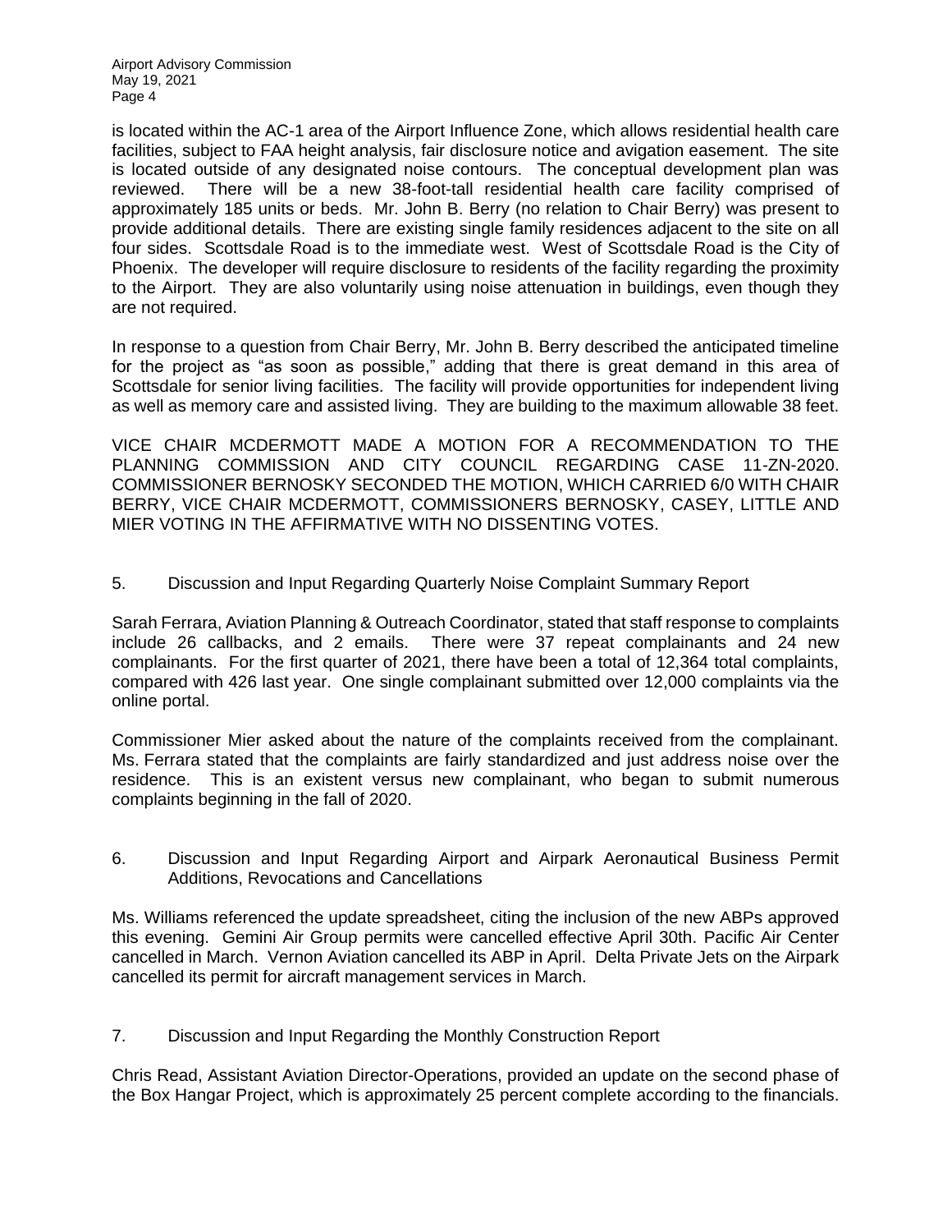is located within the AC-1 area of the Airport Influence Zone, which allows residential health care facilities, subject to FAA height analysis, fair disclosure notice and avigation easement. The site is located outside of any designated noise contours. The conceptual development plan was reviewed. There will be a new 38-foot-tall residential health care facility comprised of approximately 185 units or beds. Mr. John B. Berry (no relation to Chair Berry) was present to provide additional details. There are existing single family residences adjacent to the site on all four sides. Scottsdale Road is to the immediate west. West of Scottsdale Road is the City of Phoenix. The developer will require disclosure to residents of the facility regarding the proximity to the Airport. They are also voluntarily using noise attenuation in buildings, even though they are not required.

In response to a question from Chair Berry, Mr. John B. Berry described the anticipated timeline for the project as "as soon as possible," adding that there is great demand in this area of Scottsdale for senior living facilities. The facility will provide opportunities for independent living as well as memory care and assisted living. They are building to the maximum allowable 38 feet.

VICE CHAIR MCDERMOTT MADE A MOTION FOR A RECOMMENDATION TO THE PLANNING COMMISSION AND CITY COUNCIL REGARDING CASE 11-ZN-2020. COMMISSIONER BERNOSKY SECONDED THE MOTION, WHICH CARRIED 6/0 WITH CHAIR BERRY, VICE CHAIR MCDERMOTT, COMMISSIONERS BERNOSKY, CASEY, LITTLE AND MIER VOTING IN THE AFFIRMATIVE WITH NO DISSENTING VOTES.

5. Discussion and Input Regarding Quarterly Noise Complaint Summary Report

Sarah Ferrara, Aviation Planning & Outreach Coordinator, stated that staff response to complaints include 26 callbacks, and 2 emails. There were 37 repeat complainants and 24 new complainants. For the first quarter of 2021, there have been a total of 12,364 total complaints, compared with 426 last year. One single complainant submitted over 12,000 complaints via the online portal.

Commissioner Mier asked about the nature of the complaints received from the complainant. Ms. Ferrara stated that the complaints are fairly standardized and just address noise over the residence. This is an existent versus new complainant, who began to submit numerous complaints beginning in the fall of 2020.

6. Discussion and Input Regarding Airport and Airpark Aeronautical Business Permit Additions, Revocations and Cancellations

Ms. Williams referenced the update spreadsheet, citing the inclusion of the new ABPs approved this evening. Gemini Air Group permits were cancelled effective April 30th. Pacific Air Center cancelled in March. Vernon Aviation cancelled its ABP in April. Delta Private Jets on the Airpark cancelled its permit for aircraft management services in March.

7. Discussion and Input Regarding the Monthly Construction Report

Chris Read, Assistant Aviation Director-Operations, provided an update on the second phase of the Box Hangar Project, which is approximately 25 percent complete according to the financials.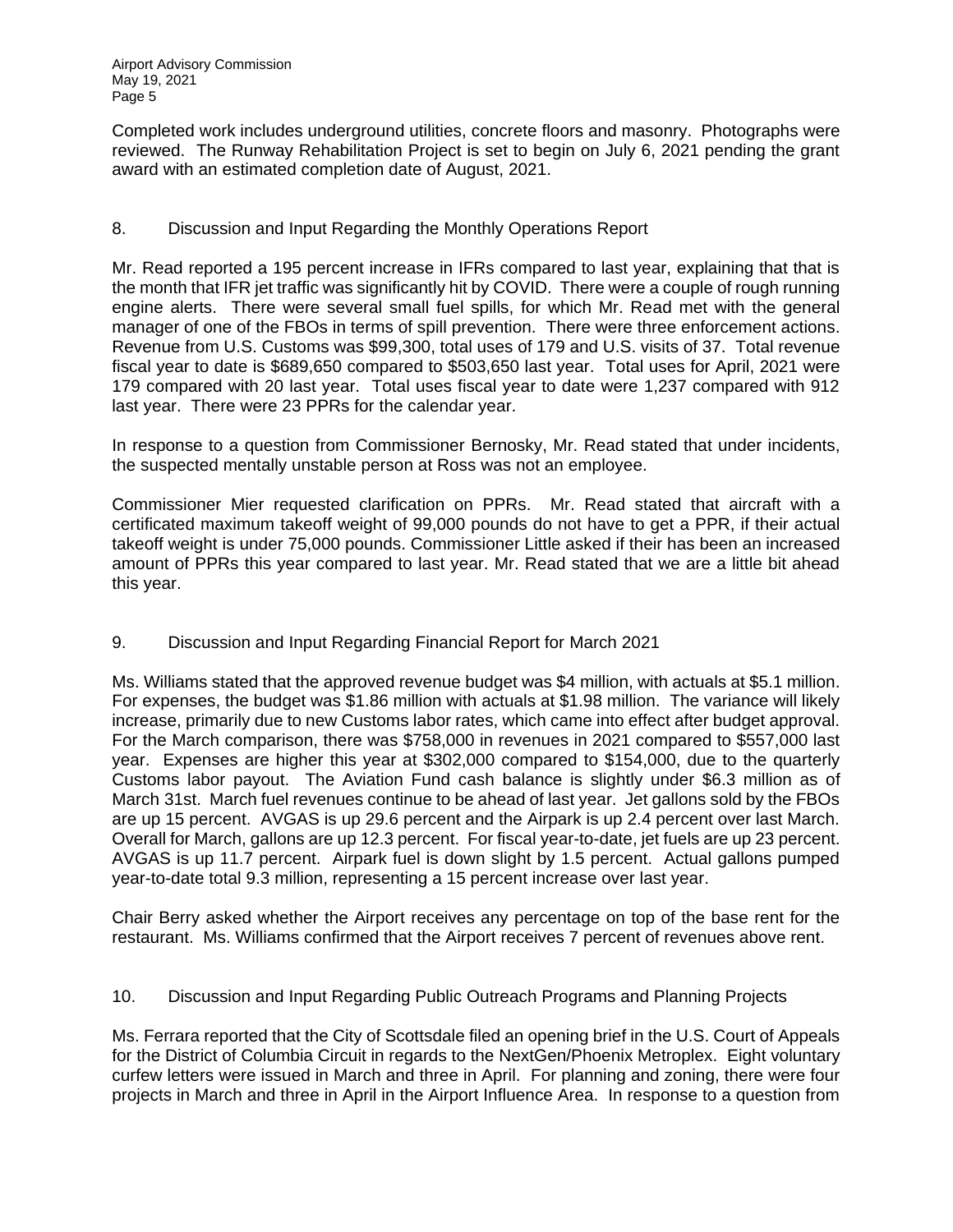Completed work includes underground utilities, concrete floors and masonry. Photographs were reviewed. The Runway Rehabilitation Project is set to begin on July 6, 2021 pending the grant award with an estimated completion date of August, 2021.

8. Discussion and Input Regarding the Monthly Operations Report

Mr. Read reported a 195 percent increase in IFRs compared to last year, explaining that that is the month that IFR jet traffic was significantly hit by COVID. There were a couple of rough running engine alerts. There were several small fuel spills, for which Mr. Read met with the general manager of one of the FBOs in terms of spill prevention. There were three enforcement actions. Revenue from U.S. Customs was $99,300, total uses of 179 and U.S. visits of 37. Total revenue fiscal year to date is $689,650 compared to $503,650 last year. Total uses for April, 2021 were 179 compared with 20 last year. Total uses fiscal year to date were 1,237 compared with 912 last year. There were 23 PPRs for the calendar year.

In response to a question from Commissioner Bernosky, Mr. Read stated that under incidents, the suspected mentally unstable person at Ross was not an employee.

Commissioner Mier requested clarification on PPRs. Mr. Read stated that aircraft with a certificated maximum takeoff weight of 99,000 pounds do not have to get a PPR, if their actual takeoff weight is under 75,000 pounds. Commissioner Little asked if their has been an increased amount of PPRs this year compared to last year. Mr. Read stated that we are a little bit ahead this year.

9. Discussion and Input Regarding Financial Report for March 2021

Ms. Williams stated that the approved revenue budget was $4 million, with actuals at $5.1 million. For expenses, the budget was $1.86 million with actuals at $1.98 million. The variance will likely increase, primarily due to new Customs labor rates, which came into effect after budget approval. For the March comparison, there was $758,000 in revenues in 2021 compared to $557,000 last year. Expenses are higher this year at $302,000 compared to $154,000, due to the quarterly Customs labor payout. The Aviation Fund cash balance is slightly under $6.3 million as of March 31st. March fuel revenues continue to be ahead of last year. Jet gallons sold by the FBOs are up 15 percent. AVGAS is up 29.6 percent and the Airpark is up 2.4 percent over last March. Overall for March, gallons are up 12.3 percent. For fiscal year-to-date, jet fuels are up 23 percent. AVGAS is up 11.7 percent. Airpark fuel is down slight by 1.5 percent. Actual gallons pumped year-to-date total 9.3 million, representing a 15 percent increase over last year.

Chair Berry asked whether the Airport receives any percentage on top of the base rent for the restaurant. Ms. Williams confirmed that the Airport receives 7 percent of revenues above rent.

10. Discussion and Input Regarding Public Outreach Programs and Planning Projects

Ms. Ferrara reported that the City of Scottsdale filed an opening brief in the U.S. Court of Appeals for the District of Columbia Circuit in regards to the NextGen/Phoenix Metroplex. Eight voluntary curfew letters were issued in March and three in April. For planning and zoning, there were four projects in March and three in April in the Airport Influence Area. In response to a question from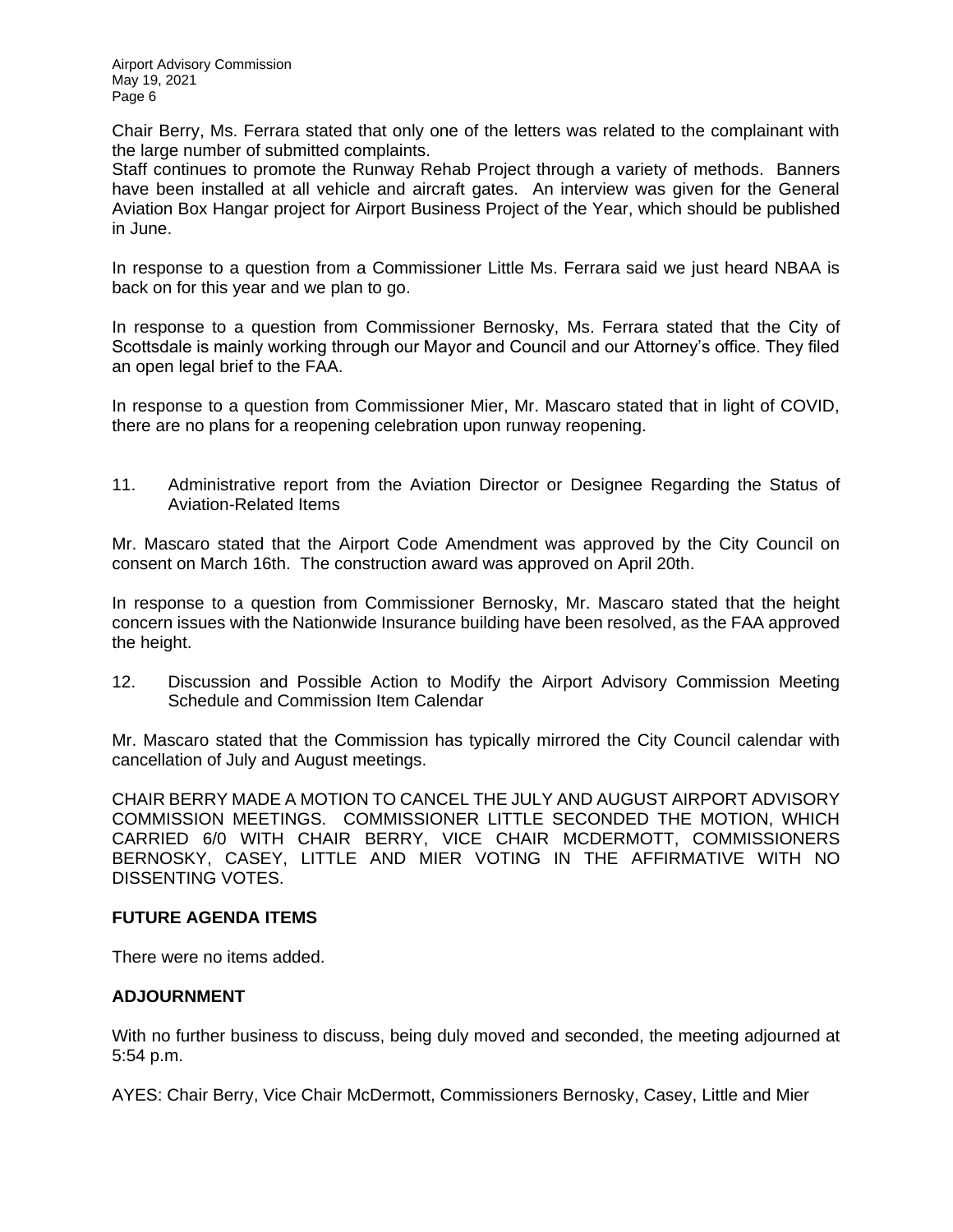Chair Berry, Ms. Ferrara stated that only one of the letters was related to the complainant with the large number of submitted complaints.
Staff continues to promote the Runway Rehab Project through a variety of methods. Banners have been installed at all vehicle and aircraft gates. An interview was given for the General Aviation Box Hangar project for Airport Business Project of the Year, which should be published in June.

In response to a question from a Commissioner Little Ms. Ferrara said we just heard NBAA is back on for this year and we plan to go.

In response to a question from Commissioner Bernosky, Ms. Ferrara stated that the City of Scottsdale is mainly working through our Mayor and Council and our Attorney's office. They filed an open legal brief to the FAA.

In response to a question from Commissioner Mier, Mr. Mascaro stated that in light of COVID, there are no plans for a reopening celebration upon runway reopening.

11. Administrative report from the Aviation Director or Designee Regarding the Status of Aviation-Related Items

Mr. Mascaro stated that the Airport Code Amendment was approved by the City Council on consent on March 16th. The construction award was approved on April 20th.

In response to a question from Commissioner Bernosky, Mr. Mascaro stated that the height concern issues with the Nationwide Insurance building have been resolved, as the FAA approved the height.

12. Discussion and Possible Action to Modify the Airport Advisory Commission Meeting Schedule and Commission Item Calendar

Mr. Mascaro stated that the Commission has typically mirrored the City Council calendar with cancellation of July and August meetings.

CHAIR BERRY MADE A MOTION TO CANCEL THE JULY AND AUGUST AIRPORT ADVISORY COMMISSION MEETINGS. COMMISSIONER LITTLE SECONDED THE MOTION, WHICH CARRIED 6/0 WITH CHAIR BERRY, VICE CHAIR MCDERMOTT, COMMISSIONERS BERNOSKY, CASEY, LITTLE AND MIER VOTING IN THE AFFIRMATIVE WITH NO DISSENTING VOTES.

**FUTURE AGENDA ITEMS**

There were no items added.

**ADJOURNMENT**

With no further business to discuss, being duly moved and seconded, the meeting adjourned at 5:54 p.m.

AYES: Chair Berry, Vice Chair McDermott, Commissioners Bernosky, Casey, Little and Mier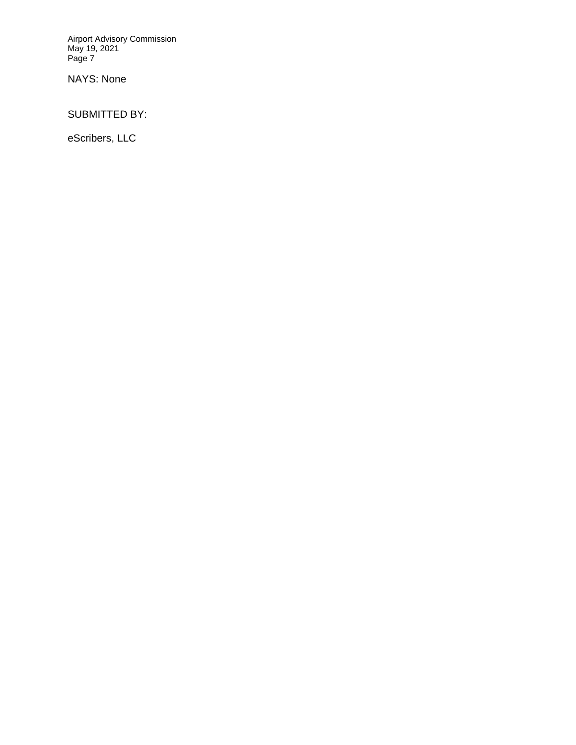NAYS: None

SUBMITTED BY:

eScribers, LLC